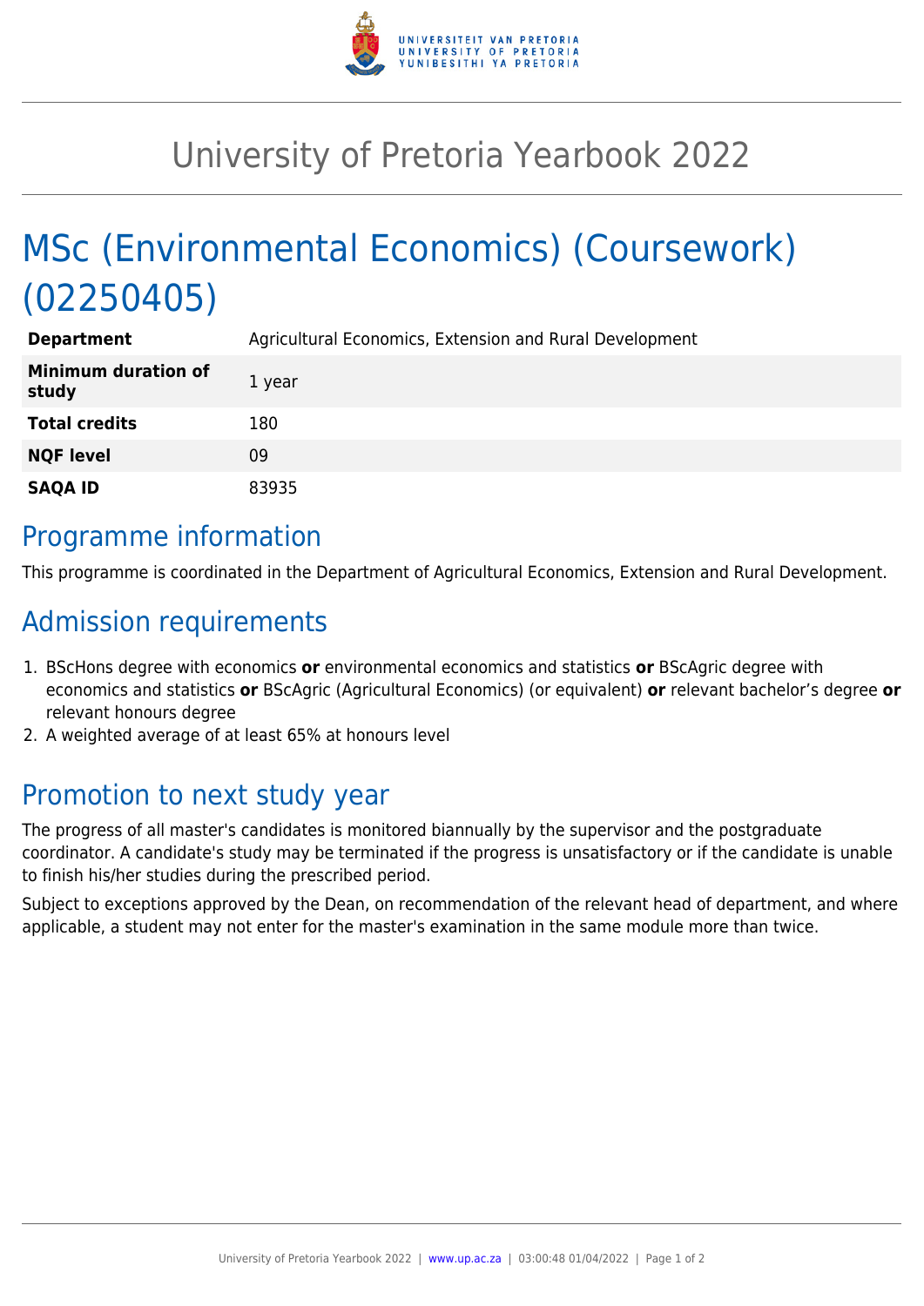# University of Pretoria Yearbook 2022

## MSc (Environmental Economics) (Coursework) (02250405)

| | |
|---|---|
| **Department** | Agricultural Economics, Extension and Rural Development |
| **Minimum duration of study** | 1 year |
| **Total credits** | 180 |
| **NQF level** | 09 |
| **SAQA ID** | 83935 |

## Programme information

This programme is coordinated in the Department of Agricultural Economics, Extension and Rural Development.

## Admission requirements

1. BScHons degree with economics **or** environmental economics and statistics **or** BScAgric degree with economics and statistics **or** BScAgric (Agricultural Economics) (or equivalent) **or** relevant bachelor's degree **or** relevant honours degree
2. A weighted average of at least 65% at honours level

## Promotion to next study year

The progress of all master's candidates is monitored biannually by the supervisor and the postgraduate coordinator. A candidate's study may be terminated if the progress is unsatisfactory or if the candidate is unable to finish his/her studies during the prescribed period.

Subject to exceptions approved by the Dean, on recommendation of the relevant head of department, and where applicable, a student may not enter for the master's examination in the same module more than twice.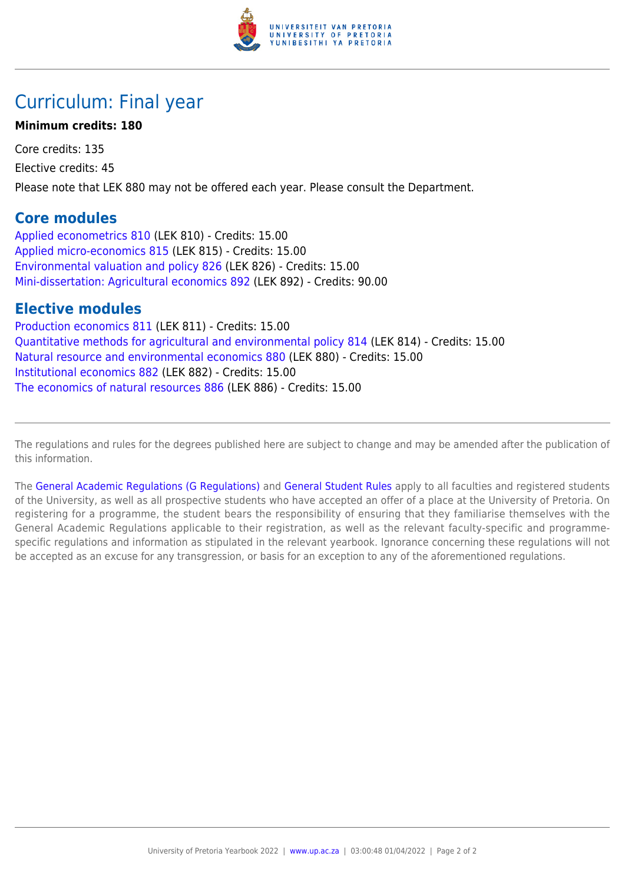# Curriculum: Final year

**Minimum credits: 180**

Core credits: 135

Elective credits: 45

Please note that LEK 880 may not be offered each year. Please consult the Department.

## Core modules

Applied econometrics 810 (LEK 810) - Credits: 15.00
Applied micro-economics 815 (LEK 815) - Credits: 15.00
Environmental valuation and policy 826 (LEK 826) - Credits: 15.00
Mini-dissertation: Agricultural economics 892 (LEK 892) - Credits: 90.00

## Elective modules

Production economics 811 (LEK 811) - Credits: 15.00
Quantitative methods for agricultural and environmental policy 814 (LEK 814) - Credits: 15.00
Natural resource and environmental economics 880 (LEK 880) - Credits: 15.00
Institutional economics 882 (LEK 882) - Credits: 15.00
The economics of natural resources 886 (LEK 886) - Credits: 15.00

The regulations and rules for the degrees published here are subject to change and may be amended after the publication of this information.

The General Academic Regulations (G Regulations) and General Student Rules apply to all faculties and registered students of the University, as well as all prospective students who have accepted an offer of a place at the University of Pretoria. On registering for a programme, the student bears the responsibility of ensuring that they familiarise themselves with the General Academic Regulations applicable to their registration, as well as the relevant faculty-specific and programme-specific regulations and information as stipulated in the relevant yearbook. Ignorance concerning these regulations will not be accepted as an excuse for any transgression, or basis for an exception to any of the aforementioned regulations.